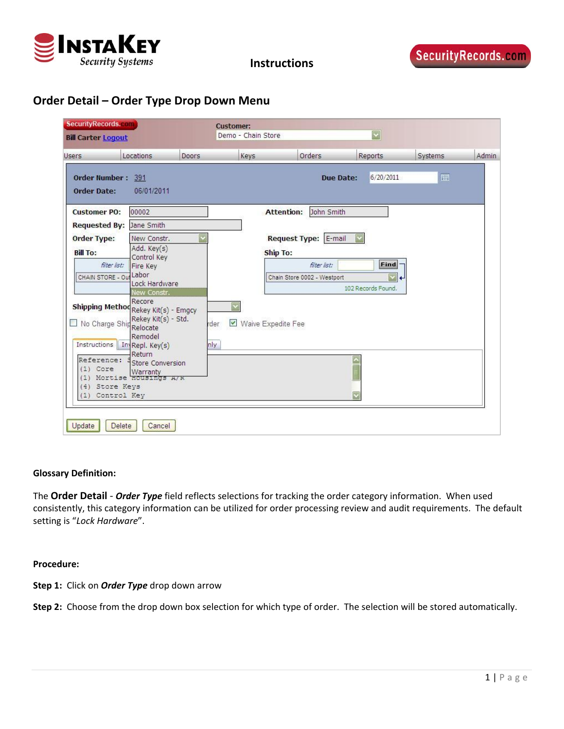## Order Detail – Order Type Drop Down Menu

**Glossary Definition:**

The **Order Detail** - ***Order Type*** field reflects selections for tracking the order category information. When used consistently, this category information can be utilized for order processing review and audit requirements. The default setting is "*Lock Hardware*".

**Procedure:**

**Step 1:** Click on ***Order Type*** drop down arrow

**Step 2:** Choose from the drop down box selection for which type of order. The selection will be stored automatically.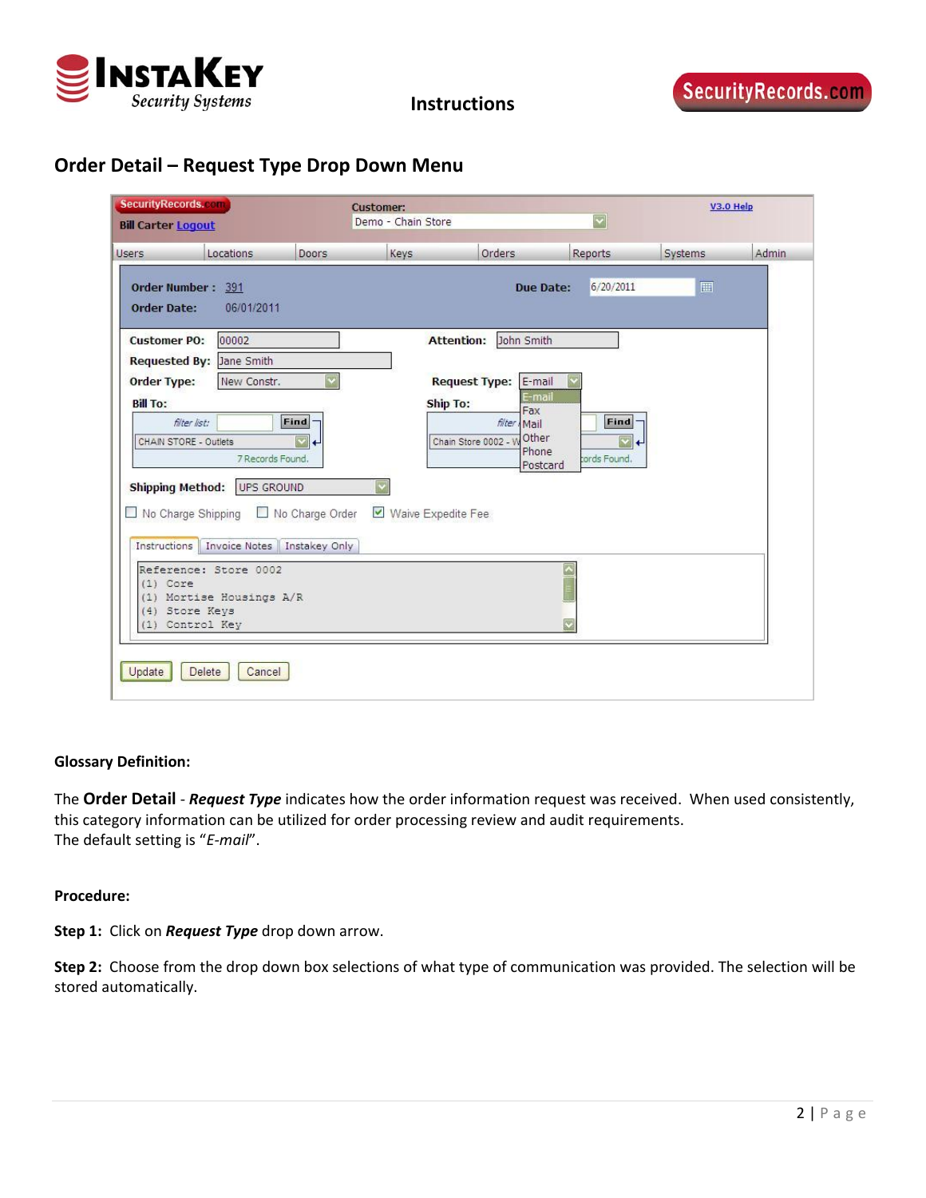## Order Detail – Request Type Drop Down Menu

**Glossary Definition:**

The **Order Detail** - ***Request Type*** indicates how the order information request was received. When used consistently, this category information can be utilized for order processing review and audit requirements.
The default setting is "*E-mail*".

**Procedure:**

**Step 1:** Click on ***Request Type*** drop down arrow.

**Step 2:** Choose from the drop down box selections of what type of communication was provided. The selection will be stored automatically.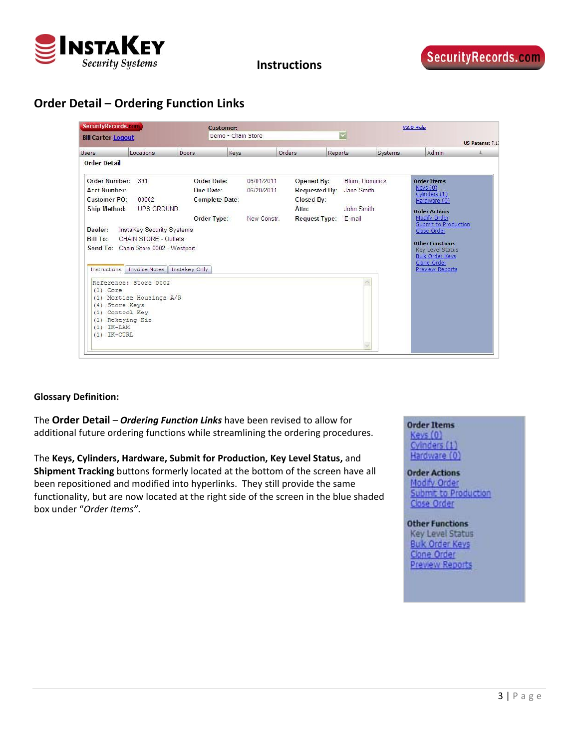## Order Detail – Ordering Function Links

**Glossary Definition:**

The **Order Detail** – ***Ordering Function Links*** have been revised to allow for additional future ordering functions while streamlining the ordering procedures.

The **Keys, Cylinders, Hardware, Submit for Production, Key Level Status,** and **Shipment Tracking** buttons formerly located at the bottom of the screen have all been repositioned and modified into hyperlinks. They still provide the same functionality, but are now located at the right side of the screen in the blue shaded box under "*Order Items"*.